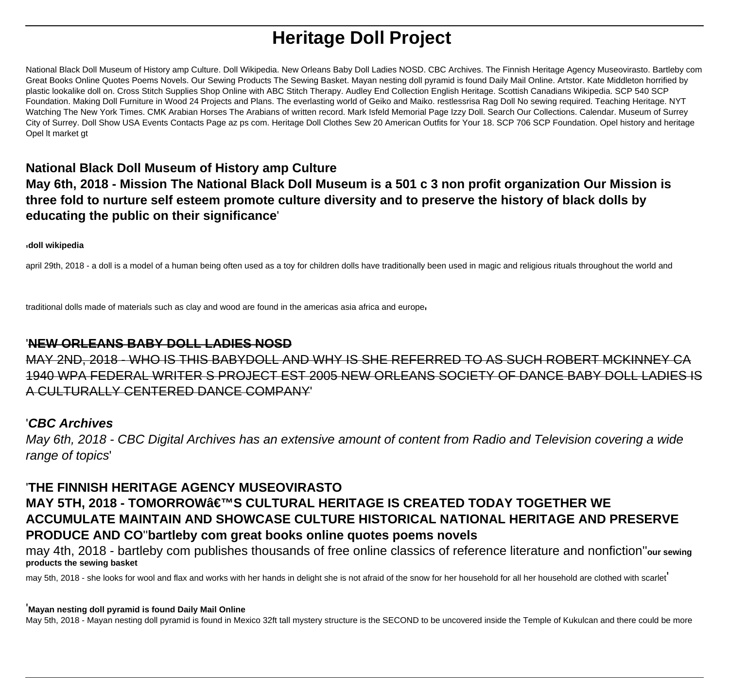# Heritage Doll Project

National Black Doll Museum of History amp Culture. Doll Wikipedia. New Orleans Baby Doll Ladies NOSD. CBC Archives. The Finnish Heritage Agency Museovirasto. Bartleby com Great Books Online Quotes Poems Novels. Our Sewing Products The Sewing Basket. Mayan nesting doll pyramid is found Daily Mail Online. Artstor. Kate Middleton horrified by plastic lookalike doll on. Cross Stitch Supplies Shop Online with ABC Stitch Therapy. Audley End Collection English Heritage. Scottish Canadians Wikipedia. SCP 540 SCP Foundation. Making Doll Furniture in Wood 24 Projects and Plans. The everlasting world of Geiko and Maiko. restlessrisa Rag Doll No sewing required. Teaching Heritage. NYT Watching The New York Times. CMK Arabian Horses The Arabians of written record. Mark Isfeld Memorial Page Izzy Doll. Search Our Collections. Calendar. Museum of Surrey City of Surrey. Doll Show USA Events Contacts Page az ps com. Heritage Doll Clothes Sew 20 American Outfits for Your 18. SCP 706 SCP Foundation. Opel history and heritage Opel lt market gt

**National Black Doll Museum of History amp Culture**
**May 6th, 2018 - Mission The National Black Doll Museum is a 501 c 3 non profit organization Our Mission is three fold to nurture self esteem promote culture diversity and to preserve the history of black dolls by educating the public on their significance**'

'**doll wikipedia**

april 29th, 2018 - a doll is a model of a human being often used as a toy for children dolls have traditionally been used in magic and religious rituals throughout the world and traditional dolls made of materials such as clay and wood are found in the americas asia africa and europe'

'**NEW ORLEANS BABY DOLL LADIES NOSD**

~~MAY 2ND, 2018 - WHO IS THIS BABYDOLL AND WHY IS SHE REFERRED TO AS SUCH ROBERT MCKINNEY CA 1940 WPA FEDERAL WRITER S PROJECT EST 2005 NEW ORLEANS SOCIETY OF DANCE BABY DOLL LADIES IS A CULTURALLY CENTERED DANCE COMPANY~~'

'***CBC Archives***

*May 6th, 2018 - CBC Digital Archives has an extensive amount of content from Radio and Television covering a wide range of topics*'

'**THE FINNISH HERITAGE AGENCY MUSEOVIRASTO**
**MAY 5TH, 2018 - TOMORROWâ€™S CULTURAL HERITAGE IS CREATED TODAY TOGETHER WE ACCUMULATE MAINTAIN AND SHOWCASE CULTURE HISTORICAL NATIONAL HERITAGE AND PRESERVE PRODUCE AND CO**''**bartleby com great books online quotes poems novels**

may 4th, 2018 - bartleby com publishes thousands of free online classics of reference literature and nonfiction''**our sewing products the sewing basket**

may 5th, 2018 - she looks for wool and flax and works with her hands in delight she is not afraid of the snow for her household for all her household are clothed with scarlet'

'**Mayan nesting doll pyramid is found Daily Mail Online**

May 5th, 2018 - Mayan nesting doll pyramid is found in Mexico 32ft tall mystery structure is the SECOND to be uncovered inside the Temple of Kukulcan and there could be more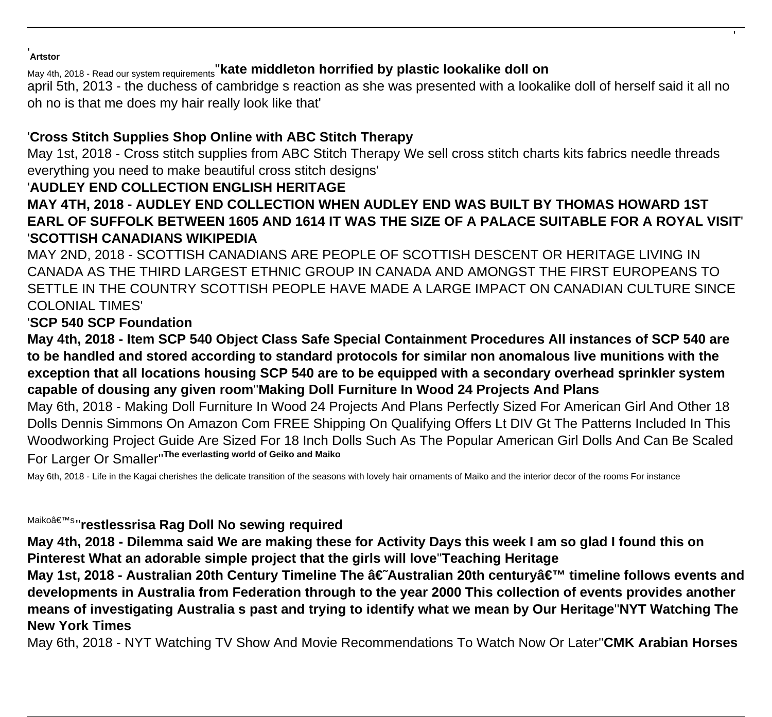'
**Artstor**

May 4th, 2018 - Read our system requirements''**kate middleton horrified by plastic lookalike doll on**

april 5th, 2013 - the duchess of cambridge s reaction as she was presented with a lookalike doll of herself said it all no oh no is that me does my hair really look like that'

'**Cross Stitch Supplies Shop Online with ABC Stitch Therapy**

May 1st, 2018 - Cross stitch supplies from ABC Stitch Therapy We sell cross stitch charts kits fabrics needle threads everything you need to make beautiful cross stitch designs'

'**AUDLEY END COLLECTION ENGLISH HERITAGE**

**MAY 4TH, 2018 - AUDLEY END COLLECTION WHEN AUDLEY END WAS BUILT BY THOMAS HOWARD 1ST EARL OF SUFFOLK BETWEEN 1605 AND 1614 IT WAS THE SIZE OF A PALACE SUITABLE FOR A ROYAL VISIT**'

'**SCOTTISH CANADIANS WIKIPEDIA**

MAY 2ND, 2018 - SCOTTISH CANADIANS ARE PEOPLE OF SCOTTISH DESCENT OR HERITAGE LIVING IN CANADA AS THE THIRD LARGEST ETHNIC GROUP IN CANADA AND AMONGST THE FIRST EUROPEANS TO SETTLE IN THE COUNTRY SCOTTISH PEOPLE HAVE MADE A LARGE IMPACT ON CANADIAN CULTURE SINCE COLONIAL TIMES'

'**SCP 540 SCP Foundation**

**May 4th, 2018 - Item SCP 540 Object Class Safe Special Containment Procedures All instances of SCP 540 are to be handled and stored according to standard protocols for similar non anomalous live munitions with the exception that all locations housing SCP 540 are to be equipped with a secondary overhead sprinkler system capable of dousing any given room**''**Making Doll Furniture In Wood 24 Projects And Plans**

May 6th, 2018 - Making Doll Furniture In Wood 24 Projects And Plans Perfectly Sized For American Girl And Other 18 Dolls Dennis Simmons On Amazon Com FREE Shipping On Qualifying Offers Lt DIV Gt The Patterns Included In This Woodworking Project Guide Are Sized For 18 Inch Dolls Such As The Popular American Girl Dolls And Can Be Scaled For Larger Or Smaller''**The everlasting world of Geiko and Maiko**

May 6th, 2018 - Life in the Kagai cherishes the delicate transition of the seasons with lovely hair ornaments of Maiko and the interior decor of the rooms For instance

Maikoâ€™s''**restlessrisa Rag Doll No sewing required**

**May 4th, 2018 - Dilemma said We are making these for Activity Days this week I am so glad I found this on Pinterest What an adorable simple project that the girls will love**''**Teaching Heritage**

**May 1st, 2018 - Australian 20th Century Timeline The â€˜Australian 20th centuryâ€™ timeline follows events and developments in Australia from Federation through to the year 2000 This collection of events provides another means of investigating Australia s past and trying to identify what we mean by Our Heritage**''**NYT Watching The New York Times**

May 6th, 2018 - NYT Watching TV Show And Movie Recommendations To Watch Now Or Later''**CMK Arabian Horses**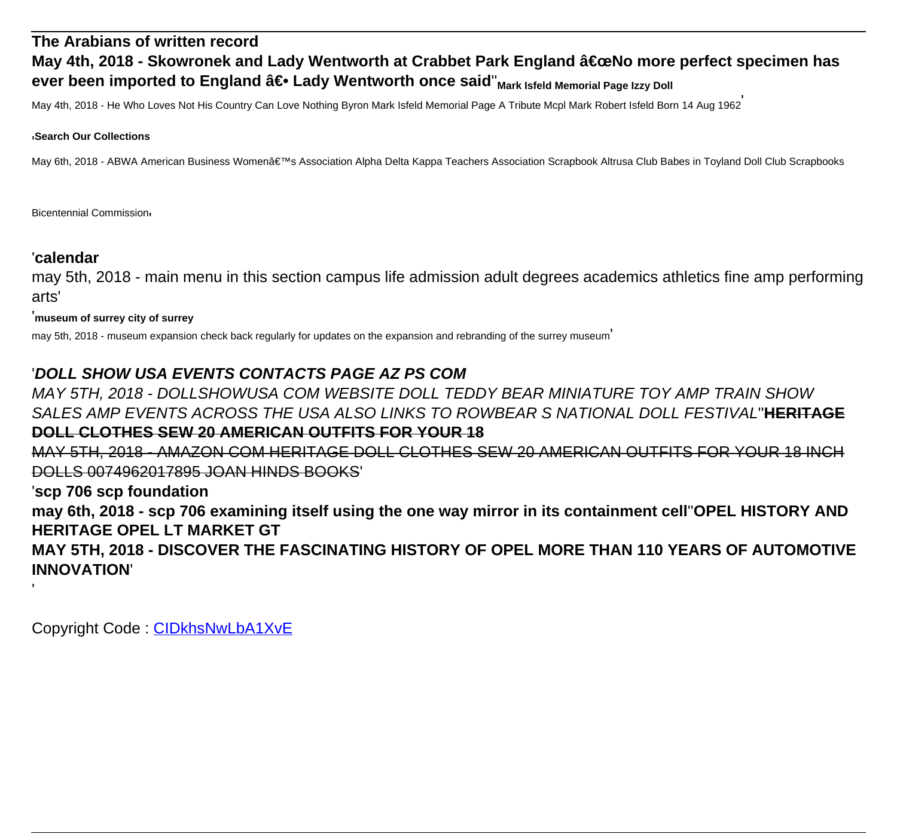**The Arabians of written record**

**May 4th, 2018 - Skowronek and Lady Wentworth at Crabbet Park England â€œNo more perfect specimen has ever been imported to England â€• Lady Wentworth once said**''**Mark Isfeld Memorial Page Izzy Doll**

May 4th, 2018 - He Who Loves Not His Country Can Love Nothing Byron Mark Isfeld Memorial Page A Tribute Mcpl Mark Robert Isfeld Born 14 Aug 1962'

,**Search Our Collections**

May 6th, 2018 - ABWA American Business Womenâ€™s Association Alpha Delta Kappa Teachers Association Scrapbook Altrusa Club Babes in Toyland Doll Club Scrapbooks

Bicentennial Commission,

'**calendar**

may 5th, 2018 - main menu in this section campus life admission adult degrees academics athletics fine amp performing arts'

'**museum of surrey city of surrey**

may 5th, 2018 - museum expansion check back regularly for updates on the expansion and rebranding of the surrey museum'

'***DOLL SHOW USA EVENTS CONTACTS PAGE AZ PS COM***

*MAY 5TH, 2018 - DOLLSHOWUSA COM WEBSITE DOLL TEDDY BEAR MINIATURE TOY AMP TRAIN SHOW SALES AMP EVENTS ACROSS THE USA ALSO LINKS TO ROWBEAR S NATIONAL DOLL FESTIVAL*''~~**HERITAGE DOLL CLOTHES SEW 20 AMERICAN OUTFITS FOR YOUR 18**~~

~~MAY 5TH, 2018 - AMAZON COM HERITAGE DOLL CLOTHES SEW 20 AMERICAN OUTFITS FOR YOUR 18 INCH DOLLS 0074962017895 JOAN HINDS BOOKS~~'

'**scp 706 scp foundation**

**may 6th, 2018 - scp 706 examining itself using the one way mirror in its containment cell**''**OPEL HISTORY AND HERITAGE OPEL LT MARKET GT**

**MAY 5TH, 2018 - DISCOVER THE FASCINATING HISTORY OF OPEL MORE THAN 110 YEARS OF AUTOMOTIVE INNOVATION**'

'

Copyright Code : CIDkhsNwLbA1XvE